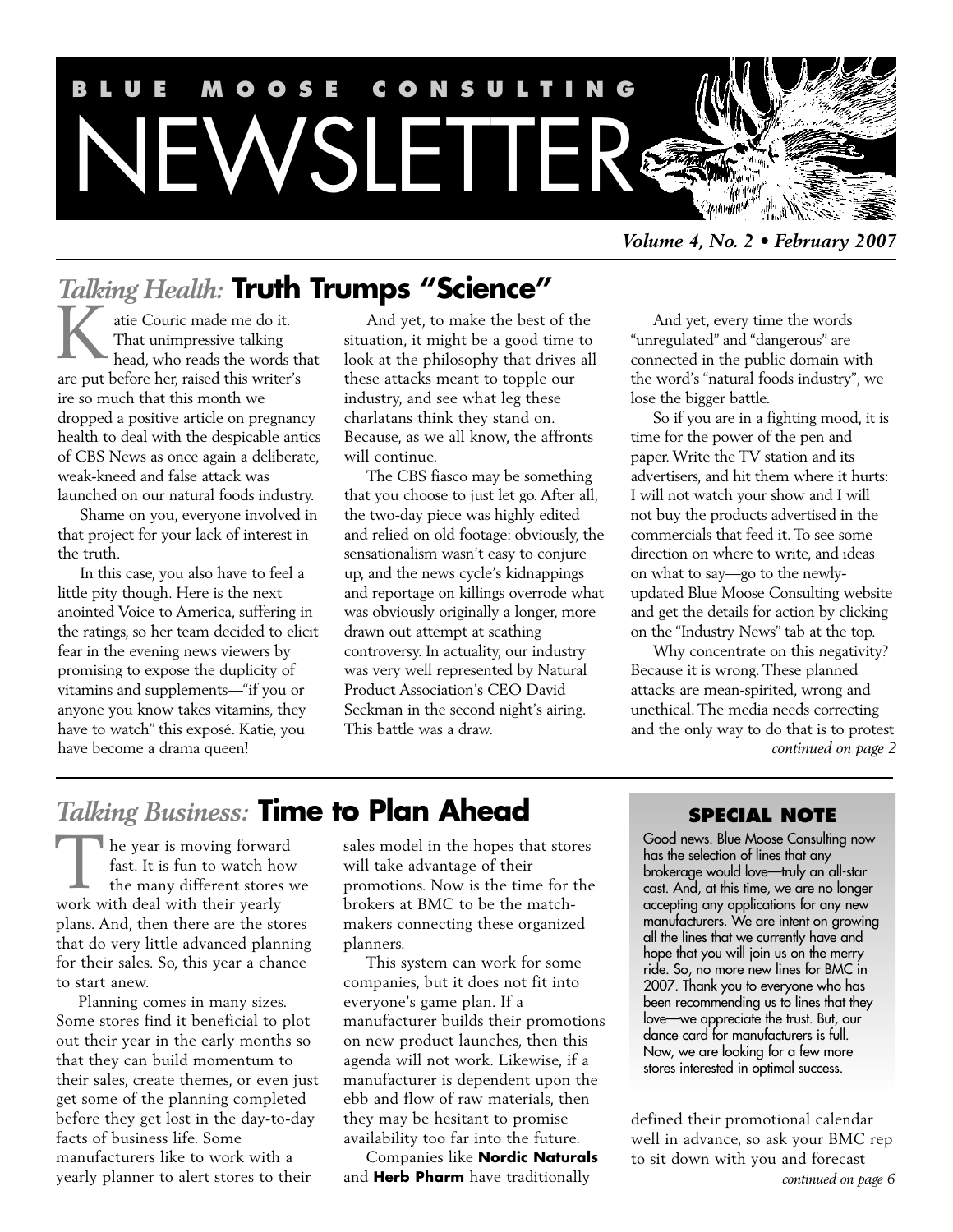# BLUE MOOSE CONSULTING NEWSLETTER

*Volume 4, No. 2 • February 2007*

## *Talking Health:* Truth Trumps "Science"

Katie Couric made me do it. That unimpressive talking head, who reads the words that are put before her, raised this writer's ire so much that this month we dropped a positive article on pregnancy health to deal with the despicable antics of CBS News as once again a deliberate, weak-kneed and false attack was launched on our natural foods industry.

Shame on you, everyone involved in that project for your lack of interest in the truth.

In this case, you also have to feel a little pity though. Here is the next anointed Voice to America, suffering in the ratings, so her team decided to elicit fear in the evening news viewers by promising to expose the duplicity of vitamins and supplements—"if you or anyone you know takes vitamins, they have to watch" this exposé. Katie, you have become a drama queen!

And yet, to make the best of the situation, it might be a good time to look at the philosophy that drives all these attacks meant to topple our industry, and see what leg these charlatans think they stand on. Because, as we all know, the affronts will continue.

The CBS fiasco may be something that you choose to just let go. After all, the two-day piece was highly edited and relied on old footage: obviously, the sensationalism wasn't easy to conjure up, and the news cycle's kidnappings and reportage on killings overrode what was obviously originally a longer, more drawn out attempt at scathing controversy. In actuality, our industry was very well represented by Natural Product Association's CEO David Seckman in the second night's airing. This battle was a draw.

And yet, every time the words "unregulated" and "dangerous" are connected in the public domain with the word's "natural foods industry", we lose the bigger battle.

So if you are in a fighting mood, it is time for the power of the pen and paper. Write the TV station and its advertisers, and hit them where it hurts: I will not watch your show and I will not buy the products advertised in the commercials that feed it. To see some direction on where to write, and ideas on what to say—go to the newly-updated Blue Moose Consulting website and get the details for action by clicking on the "Industry News" tab at the top.

Why concentrate on this negativity? Because it is wrong. These planned attacks are mean-spirited, wrong and unethical. The media needs correcting and the only way to do that is to protest

*continued on page 2*

## *Talking Business:* Time to Plan Ahead

The year is moving forward fast. It is fun to watch how the many different stores we work with deal with their yearly plans. And, then there are the stores that do very little advanced planning for their sales. So, this year a chance to start anew.

Planning comes in many sizes. Some stores find it beneficial to plot out their year in the early months so that they can build momentum to their sales, create themes, or even just get some of the planning completed before they get lost in the day-to-day facts of business life. Some manufacturers like to work with a yearly planner to alert stores to their sales model in the hopes that stores will take advantage of their promotions. Now is the time for the brokers at BMC to be the match-makers connecting these organized planners.

This system can work for some companies, but it does not fit into everyone's game plan. If a manufacturer builds their promotions on new product launches, then this agenda will not work. Likewise, if a manufacturer is dependent upon the ebb and flow of raw materials, then they may be hesitant to promise availability too far into the future.

Companies like **Nordic Naturals** and **Herb Pharm** have traditionally defined their promotional calendar well in advance, so ask your BMC rep to sit down with you and forecast

*continued on page 6*

### SPECIAL NOTE

Good news. Blue Moose Consulting now has the selection of lines that any brokerage would love—truly an all-star cast. And, at this time, we are no longer accepting any applications for any new manufacturers. We are intent on growing all the lines that we currently have and hope that you will join us on the merry ride. So, no more new lines for BMC in 2007. Thank you to everyone who has been recommending us to lines that they love—we appreciate the trust. But, our dance card for manufacturers is full. Now, we are looking for a few more stores interested in optimal success.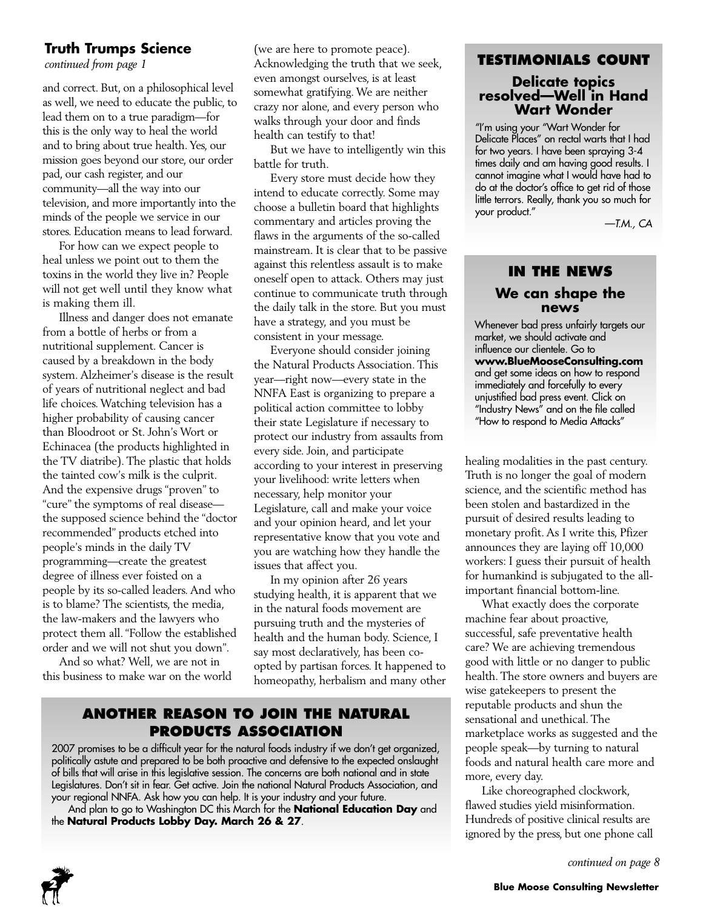## Truth Trumps Science

*continued from page 1*

and correct. But, on a philosophical level as well, we need to educate the public, to lead them on to a true paradigm—for this is the only way to heal the world and to bring about true health. Yes, our mission goes beyond our store, our order pad, our cash register, and our community—all the way into our television, and more importantly into the minds of the people we service in our stores. Education means to lead forward.

For how can we expect people to heal unless we point out to them the toxins in the world they live in? People will not get well until they know what is making them ill.

Illness and danger does not emanate from a bottle of herbs or from a nutritional supplement. Cancer is caused by a breakdown in the body system. Alzheimer's disease is the result of years of nutritional neglect and bad life choices. Watching television has a higher probability of causing cancer than Bloodroot or St. John's Wort or Echinacea (the products highlighted in the TV diatribe). The plastic that holds the tainted cow's milk is the culprit. And the expensive drugs "proven" to "cure" the symptoms of real disease—the supposed science behind the "doctor recommended" products etched into people's minds in the daily TV programming—create the greatest degree of illness ever foisted on a people by its so-called leaders. And who is to blame? The scientists, the media, the law-makers and the lawyers who protect them all. "Follow the established order and we will not shut you down".

And so what? Well, we are not in this business to make war on the world (we are here to promote peace). Acknowledging the truth that we seek, even amongst ourselves, is at least somewhat gratifying. We are neither crazy nor alone, and every person who walks through your door and finds health can testify to that!

But we have to intelligently win this battle for truth.

Every store must decide how they intend to educate correctly. Some may choose a bulletin board that highlights commentary and articles proving the flaws in the arguments of the so-called mainstream. It is clear that to be passive against this relentless assault is to make oneself open to attack. Others may just continue to communicate truth through the daily talk in the store. But you must have a strategy, and you must be consistent in your message.

Everyone should consider joining the Natural Products Association. This year—right now—every state in the NNFA East is organizing to prepare a political action committee to lobby their state Legislature if necessary to protect our industry from assaults from every side. Join, and participate according to your interest in preserving your livelihood: write letters when necessary, help monitor your Legislature, call and make your voice and your opinion heard, and let your representative know that you vote and you are watching how they handle the issues that affect you.

In my opinion after 26 years studying health, it is apparent that we in the natural foods movement are pursuing truth and the mysteries of health and the human body. Science, I say most declaratively, has been co-opted by partisan forces. It happened to homeopathy, herbalism and many other healing modalities in the past century. Truth is no longer the goal of modern science, and the scientific method has been stolen and bastardized in the pursuit of desired results leading to monetary profit. As I write this, Pfizer announces they are laying off 10,000 workers: I guess their pursuit of health for humankind is subjugated to the all-important financial bottom-line.

What exactly does the corporate machine fear about proactive, successful, safe preventative health care? We are achieving tremendous good with little or no danger to public health. The store owners and buyers are wise gatekeepers to present the reputable products and shun the sensational and unethical. The marketplace works as suggested and the people speak—by turning to natural foods and natural health care more and more, every day.

Like choreographed clockwork, flawed studies yield misinformation. Hundreds of positive clinical results are ignored by the press, but one phone call

*continued on page 8*

## TESTIMONIALS COUNT

### Delicate topics resolved—Well in Hand Wart Wonder

"I'm using your "Wart Wonder for Delicate Places" on rectal warts that I had for two years. I have been spraying 3-4 times daily and am having good results. I cannot imagine what I would have had to do at the doctor's office to get rid of those little terrors. Really, thank you so much for your product."

—T.M., CA

## IN THE NEWS

### We can shape the news

Whenever bad press unfairly targets our market, we should activate and influence our clientele. Go to **www.BlueMooseConsulting.com** and get some ideas on how to respond immediately and forcefully to every unjustified bad press event. Click on "Industry News" and on the file called "How to respond to Media Attacks"

## ANOTHER REASON TO JOIN THE NATURAL PRODUCTS ASSOCIATION

2007 promises to be a difficult year for the natural foods industry if we don't get organized, politically astute and prepared to be both proactive and defensive to the expected onslaught of bills that will arise in this legislative session. The concerns are both national and in state Legislatures. Don't sit in fear. Get active. Join the national Natural Products Association, and your regional NNFA. Ask how you can help. It is your industry and your future.

And plan to go to Washington DC this March for the **National Education Day** and the **Natural Products Lobby Day. March 26 & 27**.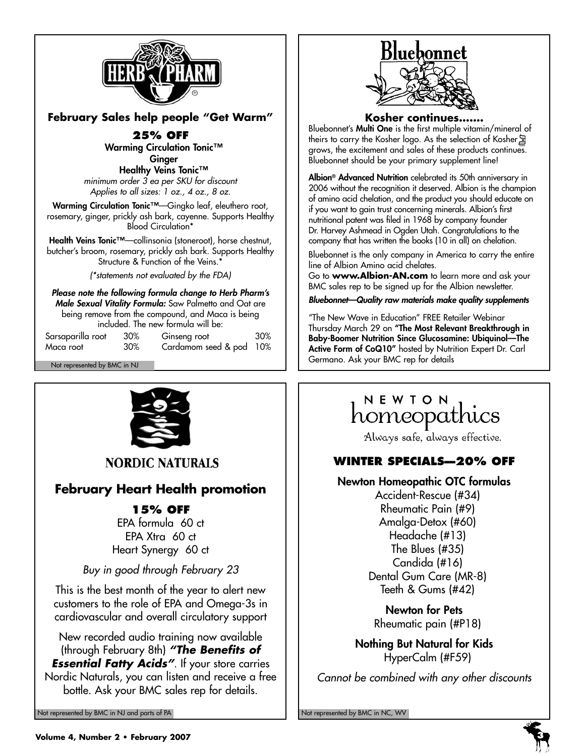## HERB PHARM

### February Sales help people "Get Warm"

**25% OFF**

**Warming Circulation Tonic™**
**Ginger**
**Healthy Veins Tonic™**

*minimum order 3 ea per SKU for discount*
*Applies to all sizes: 1 oz., 4 oz., 8 oz.*

**Warming Circulation Tonic™**—Gingko leaf, eleuthero root, rosemary, ginger, prickly ash bark, cayenne. Supports Healthy Blood Circulation*

**Health Veins Tonic™**—collinsonia (stoneroot), horse chestnut, butcher's broom, rosemary, prickly ash bark. Supports Healthy Structure & Function of the Veins.*

*(\*statements not evaluated by the FDA)*

***Please note the following formula change to Herb Pharm's Male Sexual Vitality Formula:*** Saw Palmetto and Oat are being remove from the compound, and Maca is being included. The new formula will be:

| | | | |
|---|---|---|---|
| Sarsaparilla root | 30% | Ginseng root | 30% |
| Maca root | 30% | Cardamom seed & pod | 10% |

Not represented by BMC in NJ

## Bluebonnet

### Kosher continues.......

Bluebonnet's **Multi One** is the first multiple vitamin/mineral of theirs to carry the Kosher logo. As the selection of Kosher grows, the excitement and sales of these products continues. Bluebonnet should be your primary supplement line!

**Albion® Advanced Nutrition** celebrated its 50th anniversary in 2006 without the recognition it deserved. Albion is the champion of amino acid chelation, and the product you should educate on if you want to gain trust concerning minerals. Albion's first nutritional patent was filed in 1968 by company founder Dr. Harvey Ashmead in Ogden Utah. Congratulations to the company that has written the books (10 in all) on chelation.

Bluebonnet is the only company in America to carry the entire line of Albion Amino acid chelates.
Go to **www.Albion-AN.com** to learn more and ask your BMC sales rep to be signed up for the Albion newsletter.

***Bluebonnet—Quality raw materials make quality supplements***

"The New Wave in Education" FREE Retailer Webinar Thursday March 29 on **"The Most Relevant Breakthrough in Baby-Boomer Nutrition Since Glucosamine: Ubiquinol—The Active Form of CoQ10"** hosted by Nutrition Expert Dr. Carl Germano. Ask your BMC rep for details

## NORDIC NATURALS

### February Heart Health promotion

**15% OFF**

EPA formula 60 ct
EPA Xtra 60 ct
Heart Synergy 60 ct

*Buy in good through February 23*

This is the best month of the year to alert new customers to the role of EPA and Omega-3s in cardiovascular and overall circulatory support

New recorded audio training now available (through February 8th) ***"The Benefits of Essential Fatty Acids"***. If your store carries Nordic Naturals, you can listen and receive a free bottle. Ask your BMC sales rep for details.

Not represented by BMC in NJ and parts of PA

## NEWTON homeopathics

Always safe, always effective.

### WINTER SPECIALS—20% OFF

**Newton Homeopathic OTC formulas**

Accident-Rescue (#34)
Rheumatic Pain (#9)
Amalga-Detox (#60)
Headache (#13)
The Blues (#35)
Candida (#16)
Dental Gum Care (MR-8)
Teeth & Gums (#42)

**Newton for Pets**

Rheumatic pain (#P18)

**Nothing But Natural for Kids**

HyperCalm (#F59)

*Cannot be combined with any other discounts*

Not represented by BMC in NC, WV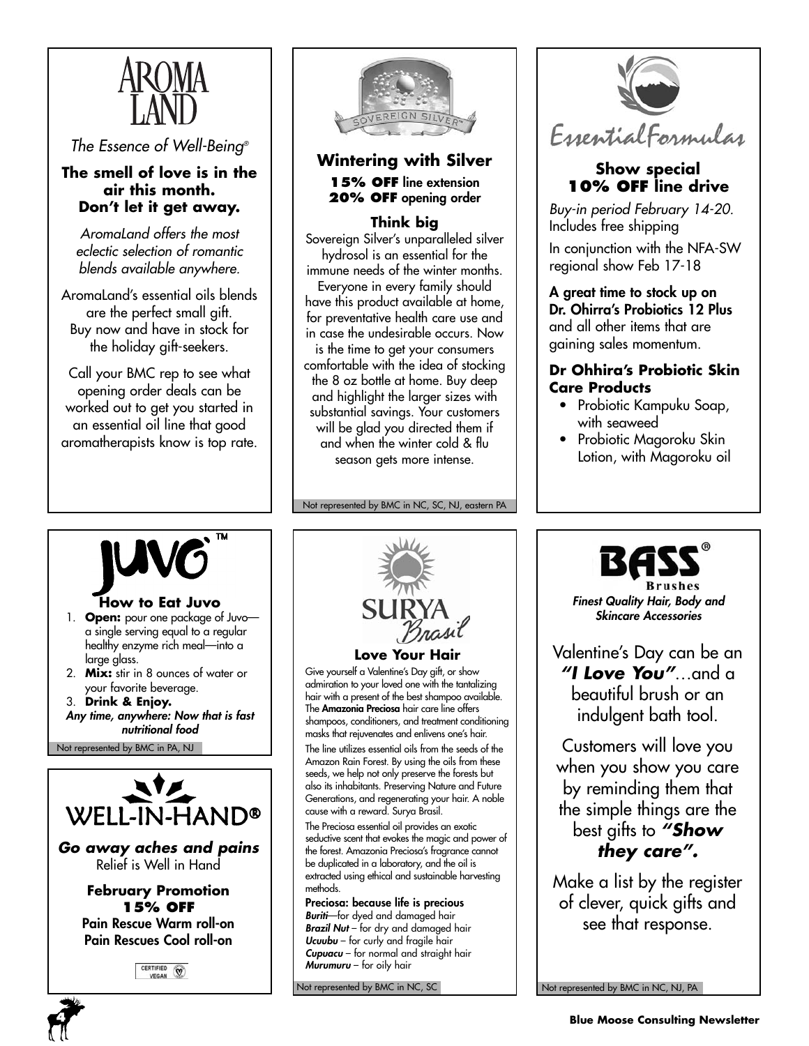# AROMA LAND

*The Essence of Well-Being®*

**The smell of love is in the air this month. Don't let it get away.**

*AromaLand offers the most eclectic selection of romantic blends available anywhere.*

AromaLand's essential oils blends are the perfect small gift. Buy now and have in stock for the holiday gift-seekers.

Call your BMC rep to see what opening order deals can be worked out to get you started in an essential oil line that good aromatherapists know is top rate.

# SOVEREIGN SILVER™

## Wintering with Silver

**15% OFF line extension**
**20% OFF opening order**

**Think big**

Sovereign Silver's unparalleled silver hydrosol is an essential for the immune needs of the winter months. Everyone in every family should have this product available at home, for preventative health care use and in case the undesirable occurs. Now is the time to get your consumers comfortable with the idea of stocking the 8 oz bottle at home. Buy deep and highlight the larger sizes with substantial savings. Your customers will be glad you directed them if and when the winter cold & flu season gets more intense.

Not represented by BMC in NC, SC, NJ, eastern PA

# EssentialFormulas

## Show special 10% OFF line drive

*Buy-in period February 14-20.* Includes free shipping

In conjunction with the NFA-SW regional show Feb 17-18

**A great time to stock up on Dr. Ohirra's Probiotics 12 Plus** and all other items that are gaining sales momentum.

**Dr Ohhira's Probiotic Skin Care Products**

- Probiotic Kampuku Soap, with seaweed
- Probiotic Magoroku Skin Lotion, with Magoroku oil

# JUVO™

**How to Eat Juvo**

1. **Open:** pour one package of Juvo—a single serving equal to a regular healthy enzyme rich meal—into a large glass.
2. **Mix:** stir in 8 ounces of water or your favorite beverage.
3. **Drink & Enjoy.**

***Any time, anywhere: Now that is fast nutritional food***

Not represented by BMC in PA, NJ

# WELL-IN-HAND®

***Go away aches and pains***

Relief is Well in Hand

**February Promotion**
**15% OFF**
**Pain Rescue Warm roll-on**
**Pain Rescues Cool roll-on**

CERTIFIED VEGAN

# SURYA Brasil

## Love Your Hair

Give yourself a Valentine's Day gift, or show admiration to your loved one with the tantalizing hair with a present of the best shampoo available. The **Amazonia Preciosa** hair care line offers shampoos, conditioners, and treatment conditioning masks that rejuvenates and enlivens one's hair.

The line utilizes essential oils from the seeds of the Amazon Rain Forest. By using the oils from these seeds, we help not only preserve the forests but also its inhabitants. Preserving Nature and Future Generations, and regenerating your hair. A noble cause with a reward. Surya Brasil.

The Preciosa essential oil provides an exotic seductive scent that evokes the magic and power of the forest. Amazonia Preciosa's fragrance cannot be duplicated in a laboratory, and the oil is extracted using ethical and sustainable harvesting methods.

**Preciosa: because life is precious**

***Buriti***—for dyed and damaged hair
***Brazil Nut*** – for dry and damaged hair
***Ucuubu*** – for curly and fragile hair
***Cupuacu*** – for normal and straight hair
***Murumuru*** – for oily hair

Not represented by BMC in NC, SC

# BASS® Brushes

***Finest Quality Hair, Body and Skincare Accessories***

Valentine's Day can be an ***"I Love You"***…and a beautiful brush or an indulgent bath tool.

Customers will love you when you show you care by reminding them that the simple things are the best gifts to ***"Show they care".***

Make a list by the register of clever, quick gifts and see that response.

Not represented by BMC in NC, NJ, PA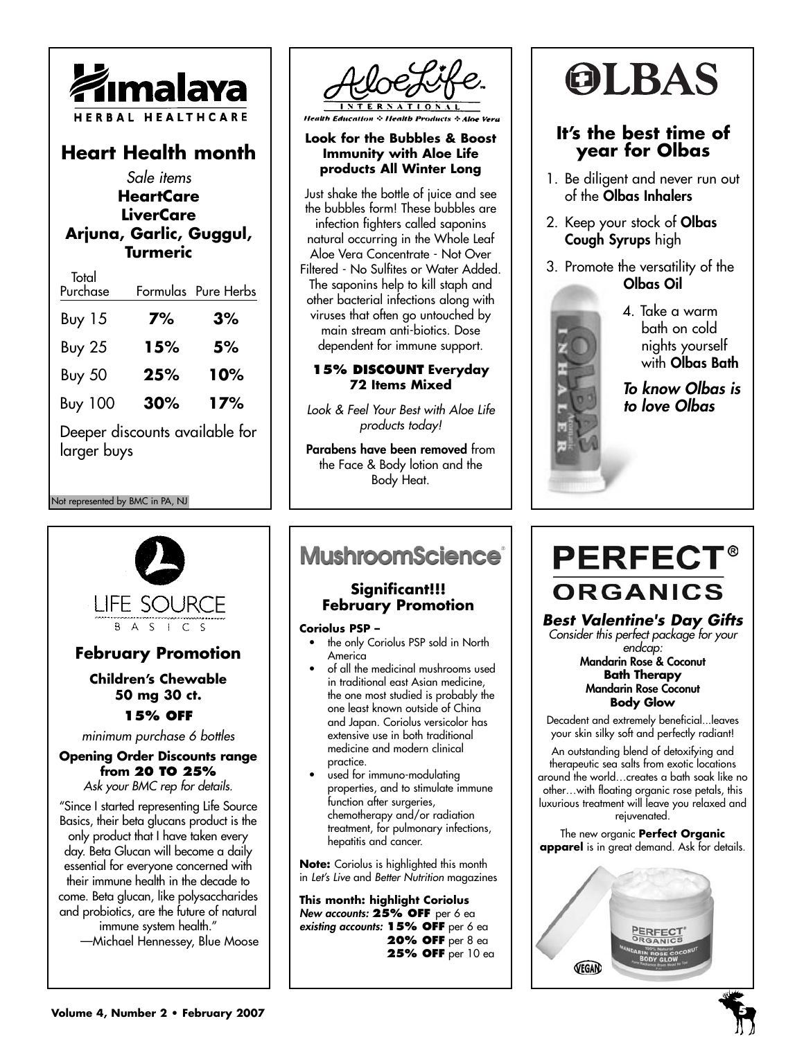# Himalaya HERBAL HEALTHCARE

## Heart Health month

*Sale items*

**HeartCare**
**LiverCare**
**Arjuna, Garlic, Guggul, Turmeric**

| Total Purchase | Formulas | Pure Herbs |
|---|---|---|
| Buy 15 | **7%** | **3%** |
| Buy 25 | **15%** | **5%** |
| Buy 50 | **25%** | **10%** |
| Buy 100 | **30%** | **17%** |

Deeper discounts available for larger buys

Not represented by BMC in PA, NJ

# AloeLife INTERNATIONAL

Health Education ❖ Health Products ❖ Aloe Vera

**Look for the Bubbles & Boost Immunity with Aloe Life products All Winter Long**

Just shake the bottle of juice and see the bubbles form! These bubbles are infection fighters called saponins natural occurring in the Whole Leaf Aloe Vera Concentrate - Not Over Filtered - No Sulfites or Water Added. The saponins help to kill staph and other bacterial infections along with viruses that often go untouched by main stream anti-biotics. Dose dependent for immune support.

**15% DISCOUNT Everyday 72 Items Mixed**

*Look & Feel Your Best with Aloe Life products today!*

**Parabens have been removed** from the Face & Body lotion and the Body Heat.

# OLBAS

## It's the best time of year for Olbas

1. Be diligent and never run out of the **Olbas Inhalers**
2. Keep your stock of **Olbas Cough Syrups** high
3. Promote the versatility of the **Olbas Oil**
4. Take a warm bath on cold nights yourself with **Olbas Bath**

***To know Olbas is to love Olbas***

# LIFE SOURCE BASICS

## February Promotion

**Children's Chewable 50 mg 30 ct.**

**15% OFF**

*minimum purchase 6 bottles*

**Opening Order Discounts range from 20 TO 25%**

*Ask your BMC rep for details.*

"Since I started representing Life Source Basics, their beta glucans product is the only product that I have taken every day. Beta Glucan will become a daily essential for everyone concerned with their immune health in the decade to come. Beta glucan, like polysaccharides and probiotics, are the future of natural immune system health."
—Michael Hennessey, Blue Moose

# MushroomScience

## Significant!!! February Promotion

**Coriolus PSP –**

- the only Coriolus PSP sold in North America
- of all the medicinal mushrooms used in traditional east Asian medicine, the one most studied is probably the one least known outside of China and Japan. Coriolus versicolor has extensive use in both traditional medicine and modern clinical practice.
- used for immuno-modulating properties, and to stimulate immune function after surgeries, chemotherapy and/or radiation treatment, for pulmonary infections, hepatitis and cancer.

**Note:** Coriolus is highlighted this month in *Let's Live* and *Better Nutrition* magazines

**This month: highlight Coriolus**
***New accounts:*** **25% OFF** per 6 ea
***existing accounts:*** **15% OFF** per 6 ea
**20% OFF** per 8 ea
**25% OFF** per 10 ea

# PERFECT® ORGANICS

***Best Valentine's Day Gifts***

*Consider this perfect package for your endcap:*

**Mandarin Rose & Coconut Bath Therapy**
**Mandarin Rose Coconut Body Glow**

Decadent and extremely beneficial...leaves your skin silky soft and perfectly radiant!

An outstanding blend of detoxifying and therapeutic sea salts from exotic locations around the world…creates a bath soak like no other…with floating organic rose petals, this luxurious treatment will leave you relaxed and rejuvenated.

The new organic **Perfect Organic apparel** is in great demand. Ask for details.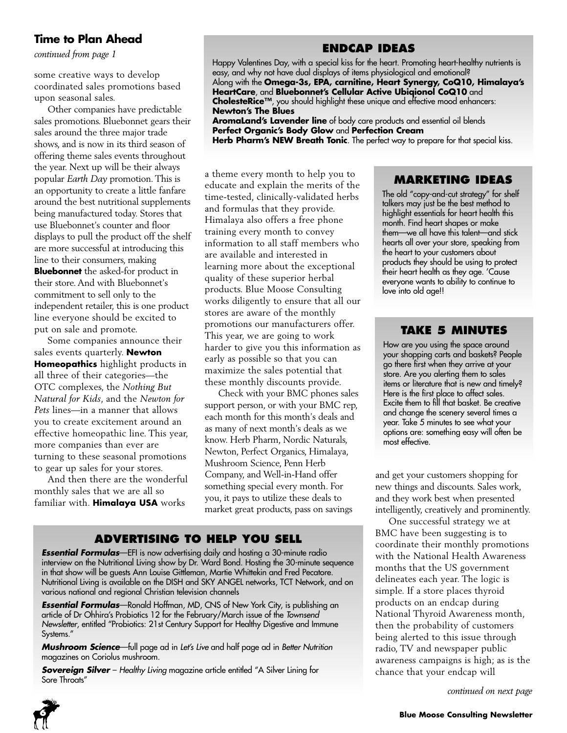## Time to Plan Ahead

*continued from page 1*

some creative ways to develop coordinated sales promotions based upon seasonal sales.

Other companies have predictable sales promotions. Bluebonnet gears their sales around the three major trade shows, and is now in its third season of offering theme sales events throughout the year. Next up will be their always popular *Earth Day* promotion. This is an opportunity to create a little fanfare around the best nutritional supplements being manufactured today. Stores that use Bluebonnet's counter and floor displays to pull the product off the shelf are more successful at introducing this line to their consumers, making **Bluebonnet** the asked-for product in their store. And with Bluebonnet's commitment to sell only to the independent retailer, this is one product line everyone should be excited to put on sale and promote.

Some companies announce their sales events quarterly. **Newton Homeopathics** highlight products in all three of their categories—the OTC complexes, the *Nothing But Natural for Kids*, and the *Newton for Pets* lines—in a manner that allows you to create excitement around an effective homeopathic line. This year, more companies than ever are turning to these seasonal promotions to gear up sales for your stores.

And then there are the wonderful monthly sales that we are all so familiar with. **Himalaya USA** works a theme every month to help you to educate and explain the merits of the time-tested, clinically-validated herbs and formulas that they provide. Himalaya also offers a free phone training every month to convey information to all staff members who are available and interested in learning more about the exceptional quality of these superior herbal products. Blue Moose Consulting works diligently to ensure that all our stores are aware of the monthly promotions our manufacturers offer. This year, we are going to work harder to give you this information as early as possible so that you can maximize the sales potential that these monthly discounts provide.

Check with your BMC phones sales support person, or with your BMC rep, each month for this month's deals and as many of next month's deals as we know. Herb Pharm, Nordic Naturals, Newton, Perfect Organics, Himalaya, Mushroom Science, Penn Herb Company, and Well-in-Hand offer something special every month. For you, it pays to utilize these deals to market great products, pass on savings and get your customers shopping for new things and discounts. Sales work, and they work best when presented intelligently, creatively and prominently.

One successful strategy we at BMC have been suggesting is to coordinate their monthly promotions with the National Health Awareness months that the US government delineates each year. The logic is simple. If a store places thyroid products on an endcap during National Thyroid Awareness month, then the probability of customers being alerted to this issue through radio, TV and newspaper public awareness campaigns is high; as is the chance that your endcap will

*continued on next page*

## ENDCAP IDEAS

Happy Valentines Day, with a special kiss for the heart. Promoting heart-healthy nutrients is easy, and why not have dual displays of items physiological and emotional?
Along with the **Omega-3s, EPA, carnitine, Heart Synergy, CoQ10, Himalaya's HeartCare**, and **Bluebonnet's Cellular Active Ubiqionol CoQ10** and **CholesteRice™**, you should highlight these unique and effective mood enhancers:
**Newton's The Blues**
**AromaLand's Lavender line** of body care products and essential oil blends
**Perfect Organic's Body Glow** and **Perfection Cream**
**Herb Pharm's NEW Breath Tonic**. The perfect way to prepare for that special kiss.

## MARKETING IDEAS

The old "copy-and-cut strategy" for shelf talkers may just be the best method to highlight essentials for heart health this month. Find heart shapes or make them—we all have this talent—and stick hearts all over your store, speaking from the heart to your customers about products they should be using to protect their heart health as they age. 'Cause everyone wants to ability to continue to love into old age!!

## TAKE 5 MINUTES

How are you using the space around your shopping carts and baskets? People go there first when they arrive at your store. Are you alerting them to sales items or literature that is new and timely? Here is the first place to affect sales. Excite them to fill that basket. Be creative and change the scenery several times a year. Take 5 minutes to see what your options are: something easy will often be most effective.

## ADVERTISING TO HELP YOU SELL

***Essential Formulas***—EFI is now advertising daily and hosting a 30-minute radio interview on the Nutritional Living show by Dr. Ward Bond. Hosting the 30-minute sequence in that show will be guests Ann Louise Gittleman, Martie Whittekin and Fred Pecatore. Nutritional Living is available on the DISH and SKY ANGEL networks, TCT Network, and on various national and regional Christian television channels

***Essential Formulas***—Ronald Hoffman, MD, CNS of New York City, is publishing an article of Dr Ohhira's Probiotics 12 for the February/March issue of the *Townsend Newsletter*, entitled "Probiotics: 21st Century Support for Healthy Digestive and Immune Systems."

***Mushroom Science***—full page ad in *Let's Live* and half page ad in *Better Nutrition* magazines on Coriolus mushroom.

***Sovereign Silver*** – *Healthy Living* magazine article entitled "A Silver Lining for Sore Throats"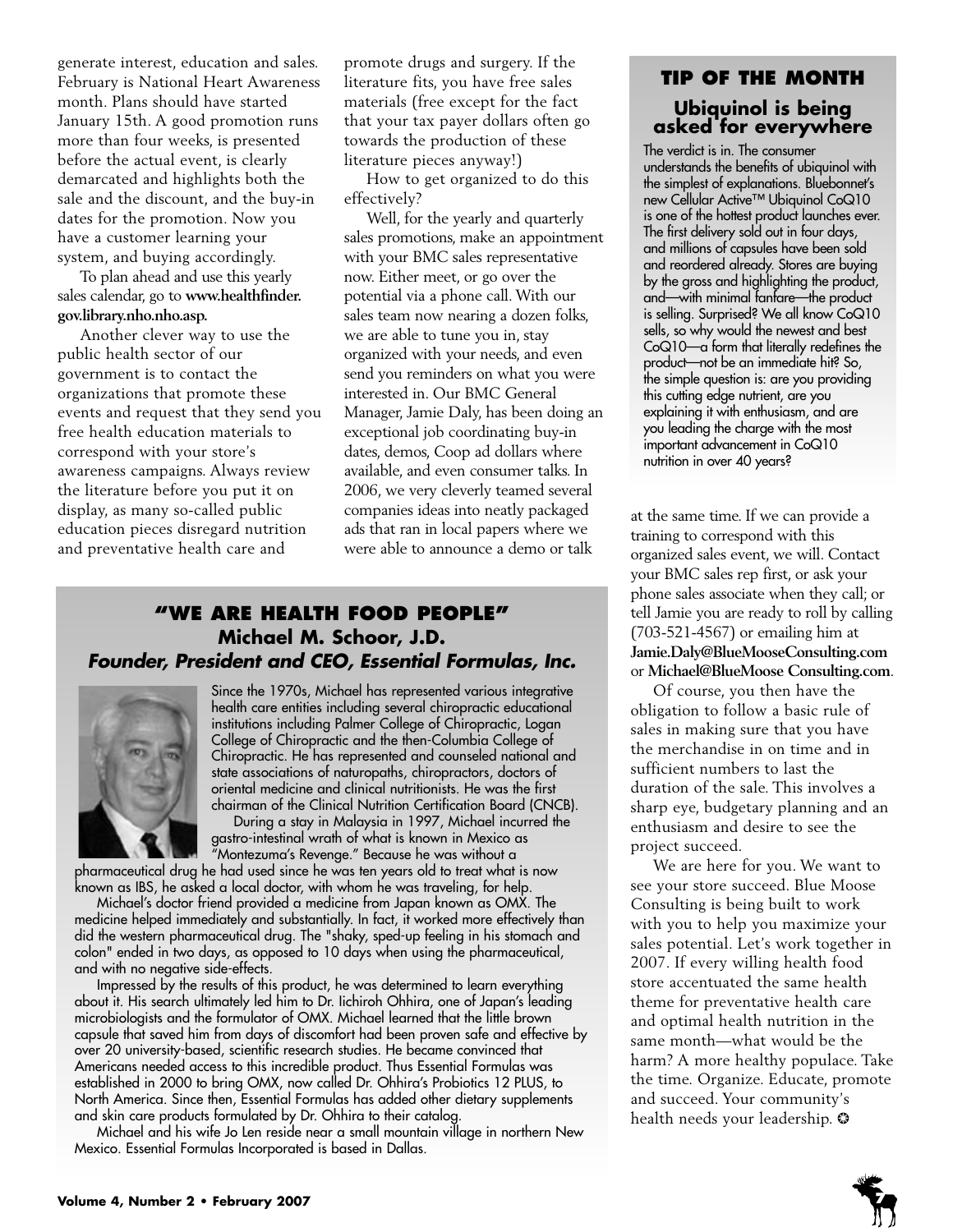generate interest, education and sales. February is National Heart Awareness month. Plans should have started January 15th. A good promotion runs more than four weeks, is presented before the actual event, is clearly demarcated and highlights both the sale and the discount, and the buy-in dates for the promotion. Now you have a customer learning your system, and buying accordingly.

To plan ahead and use this yearly sales calendar, go to **www.healthfinder.gov.library.nho.nho.asp.**

Another clever way to use the public health sector of our government is to contact the organizations that promote these events and request that they send you free health education materials to correspond with your store's awareness campaigns. Always review the literature before you put it on display, as many so-called public education pieces disregard nutrition and preventative health care and promote drugs and surgery. If the literature fits, you have free sales materials (free except for the fact that your tax payer dollars often go towards the production of these literature pieces anyway!)

How to get organized to do this effectively?

Well, for the yearly and quarterly sales promotions, make an appointment with your BMC sales representative now. Either meet, or go over the potential via a phone call. With our sales team now nearing a dozen folks, we are able to tune you in, stay organized with your needs, and even send you reminders on what you were interested in. Our BMC General Manager, Jamie Daly, has been doing an exceptional job coordinating buy-in dates, demos, Coop ad dollars where available, and even consumer talks. In 2006, we very cleverly teamed several companies ideas into neatly packaged ads that ran in local papers where we were able to announce a demo or talk at the same time. If we can provide a training to correspond with this organized sales event, we will. Contact your BMC sales rep first, or ask your phone sales associate when they call; or tell Jamie you are ready to roll by calling (703-521-4567) or emailing him at **Jamie.Daly@BlueMooseConsulting.com** or **Michael@BlueMoose Consulting.com**.

Of course, you then have the obligation to follow a basic rule of sales in making sure that you have the merchandise in on time and in sufficient numbers to last the duration of the sale. This involves a sharp eye, budgetary planning and an enthusiasm and desire to see the project succeed.

We are here for you. We want to see your store succeed. Blue Moose Consulting is being built to work with you to help you maximize your sales potential. Let's work together in 2007. If every willing health food store accentuated the same health theme for preventative health care and optimal health nutrition in the same month—what would be the harm? A more healthy populace. Take the time. Organize. Educate, promote and succeed. Your community's health needs your leadership. ✪

## TIP OF THE MONTH

### Ubiquinol is being asked for everywhere

The verdict is in. The consumer understands the benefits of ubiquinol with the simplest of explanations. Bluebonnet's new Cellular Active™ Ubiquinol CoQ10 is one of the hottest product launches ever. The first delivery sold out in four days, and millions of capsules have been sold and reordered already. Stores are buying by the gross and highlighting the product, and—with minimal fanfare—the product is selling. Surprised? We all know CoQ10 sells, so why would the newest and best CoQ10—a form that literally redefines the product—not be an immediate hit? So, the simple question is: are you providing this cutting edge nutrient, are you explaining it with enthusiasm, and are you leading the charge with the most important advancement in CoQ10 nutrition in over 40 years?

## "WE ARE HEALTH FOOD PEOPLE"

### Michael M. Schoor, J.D.

***Founder, President and CEO, Essential Formulas, Inc.***

Since the 1970s, Michael has represented various integrative health care entities including several chiropractic educational institutions including Palmer College of Chiropractic, Logan College of Chiropractic and the then-Columbia College of Chiropractic. He has represented and counseled national and state associations of naturopaths, chiropractors, doctors of oriental medicine and clinical nutritionists. He was the first chairman of the Clinical Nutrition Certification Board (CNCB).

During a stay in Malaysia in 1997, Michael incurred the gastro-intestinal wrath of what is known in Mexico as "Montezuma's Revenge." Because he was without a pharmaceutical drug he had used since he was ten years old to treat what is now known as IBS, he asked a local doctor, with whom he was traveling, for help.

Michael's doctor friend provided a medicine from Japan known as OMX. The medicine helped immediately and substantially. In fact, it worked more effectively than did the western pharmaceutical drug. The "shaky, sped-up feeling in his stomach and colon" ended in two days, as opposed to 10 days when using the pharmaceutical, and with no negative side-effects.

Impressed by the results of this product, he was determined to learn everything about it. His search ultimately led him to Dr. Iichiroh Ohhira, one of Japan's leading microbiologists and the formulator of OMX. Michael learned that the little brown capsule that saved him from days of discomfort had been proven safe and effective by over 20 university-based, scientific research studies. He became convinced that Americans needed access to this incredible product. Thus Essential Formulas was established in 2000 to bring OMX, now called Dr. Ohhira's Probiotics 12 PLUS, to North America. Since then, Essential Formulas has added other dietary supplements and skin care products formulated by Dr. Ohhira to their catalog.

Michael and his wife Jo Len reside near a small mountain village in northern New Mexico. Essential Formulas Incorporated is based in Dallas.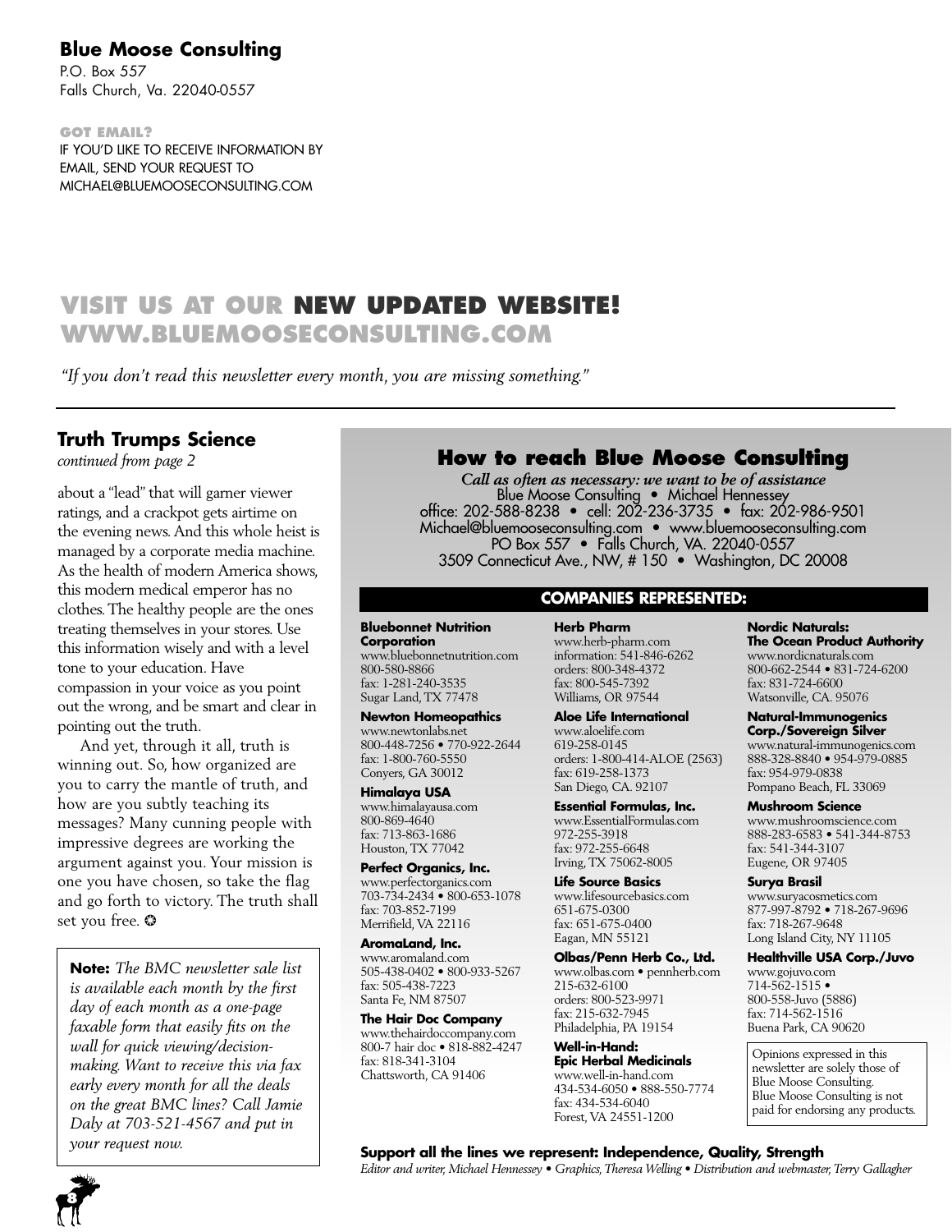**Blue Moose Consulting**
P.O. Box 557
Falls Church, Va. 22040-0557

**GOT EMAIL?**
IF YOU'D LIKE TO RECEIVE INFORMATION BY EMAIL, SEND YOUR REQUEST TO MICHAEL@BLUEMOOSECONSULTING.COM

## VISIT US AT OUR NEW UPDATED WEBSITE! WWW.BLUEMOOSECONSULTING.COM

*"If you don't read this newsletter every month, you are missing something."*

## Truth Trumps Science

*continued from page 2*

about a "lead" that will garner viewer ratings, and a crackpot gets airtime on the evening news. And this whole heist is managed by a corporate media machine. As the health of modern America shows, this modern medical emperor has no clothes. The healthy people are the ones treating themselves in your stores. Use this information wisely and with a level tone to your education. Have compassion in your voice as you point out the wrong, and be smart and clear in pointing out the truth.

And yet, through it all, truth is winning out. So, how organized are you to carry the mantle of truth, and how are you subtly teaching its messages? Many cunning people with impressive degrees are working the argument against you. Your mission is one you have chosen, so take the flag and go forth to victory. The truth shall set you free. ✪

**Note:** *The BMC newsletter sale list is available each month by the first day of each month as a one-page faxable form that easily fits on the wall for quick viewing/decision-making. Want to receive this via fax early every month for all the deals on the great BMC lines? Call Jamie Daly at 703-521-4567 and put in your request now.*

## How to reach Blue Moose Consulting

***Call as often as necessary: we want to be of assistance***
Blue Moose Consulting • Michael Hennessey
office: 202-588-8238 • cell: 202-236-3735 • fax: 202-986-9501
Michael@bluemooseconsulting.com • www.bluemooseconsulting.com
PO Box 557 • Falls Church, VA. 22040-0557
3509 Connecticut Ave., NW, # 150 • Washington, DC 20008

### COMPANIES REPRESENTED:

**Bluebonnet Nutrition Corporation**
www.bluebonnetnutrition.com
800-580-8866
fax: 1-281-240-3535
Sugar Land, TX 77478

**Newton Homeopathics**
www.newtonlabs.net
800-448-7256 • 770-922-2644
fax: 1-800-760-5550
Conyers, GA 30012

**Himalaya USA**
www.himalayausa.com
800-869-4640
fax: 713-863-1686
Houston, TX 77042

**Perfect Organics, Inc.**
www.perfectorganics.com
703-734-2434 • 800-653-1078
fax: 703-852-7199
Merrifield, VA 22116

**AromaLand, Inc.**
www.aromaland.com
505-438-0402 • 800-933-5267
fax: 505-438-7223
Santa Fe, NM 87507

**The Hair Doc Company**
www.thehairdoccompany.com
800-7 hair doc • 818-882-4247
fax: 818-341-3104
Chattsworth, CA 91406

**Herb Pharm**
www.herb-pharm.com
information: 541-846-6262
orders: 800-348-4372
fax: 800-545-7392
Williams, OR 97544

**Aloe Life International**
www.aloelife.com
619-258-0145
orders: 1-800-414-ALOE (2563)
fax: 619-258-1373
San Diego, CA. 92107

**Essential Formulas, Inc.**
www.EssentialFormulas.com
972-255-3918
fax: 972-255-6648
Irving, TX 75062-8005

**Life Source Basics**
www.lifesourcebasics.com
651-675-0300
fax: 651-675-0400
Eagan, MN 55121

**Olbas/Penn Herb Co., Ltd.**
www.olbas.com • pennherb.com
215-632-6100
orders: 800-523-9971
fax: 215-632-7945
Philadelphia, PA 19154

**Well-in-Hand: Epic Herbal Medicinals**
www.well-in-hand.com
434-534-6050 • 888-550-7774
fax: 434-534-6040
Forest, VA 24551-1200

**Nordic Naturals: The Ocean Product Authority**
www.nordicnaturals.com
800-662-2544 • 831-724-6200
fax: 831-724-6600
Watsonville, CA. 95076

**Natural-Immunogenics Corp./Sovereign Silver**
www.natural-immunogenics.com
888-328-8840 • 954-979-0885
fax: 954-979-0838
Pompano Beach, FL 33069

**Mushroom Science**
www.mushroomscience.com
888-283-6583 • 541-344-8753
fax: 541-344-3107
Eugene, OR 97405

**Surya Brasil**
www.suryacosmetics.com
877-997-8792 • 718-267-9696
fax: 718-267-9648
Long Island City, NY 11105

**Healthville USA Corp./Juvo**
www.gojuvo.com
714-562-1515 •
800-558-Juvo (5886)
fax: 714-562-1516
Buena Park, CA 90620

Opinions expressed in this newsletter are solely those of Blue Moose Consulting. Blue Moose Consulting is not paid for endorsing any products.

**Support all the lines we represent: Independence, Quality, Strength**
*Editor and writer, Michael Hennessey • Graphics, Theresa Welling • Distribution and webmaster, Terry Gallagher*